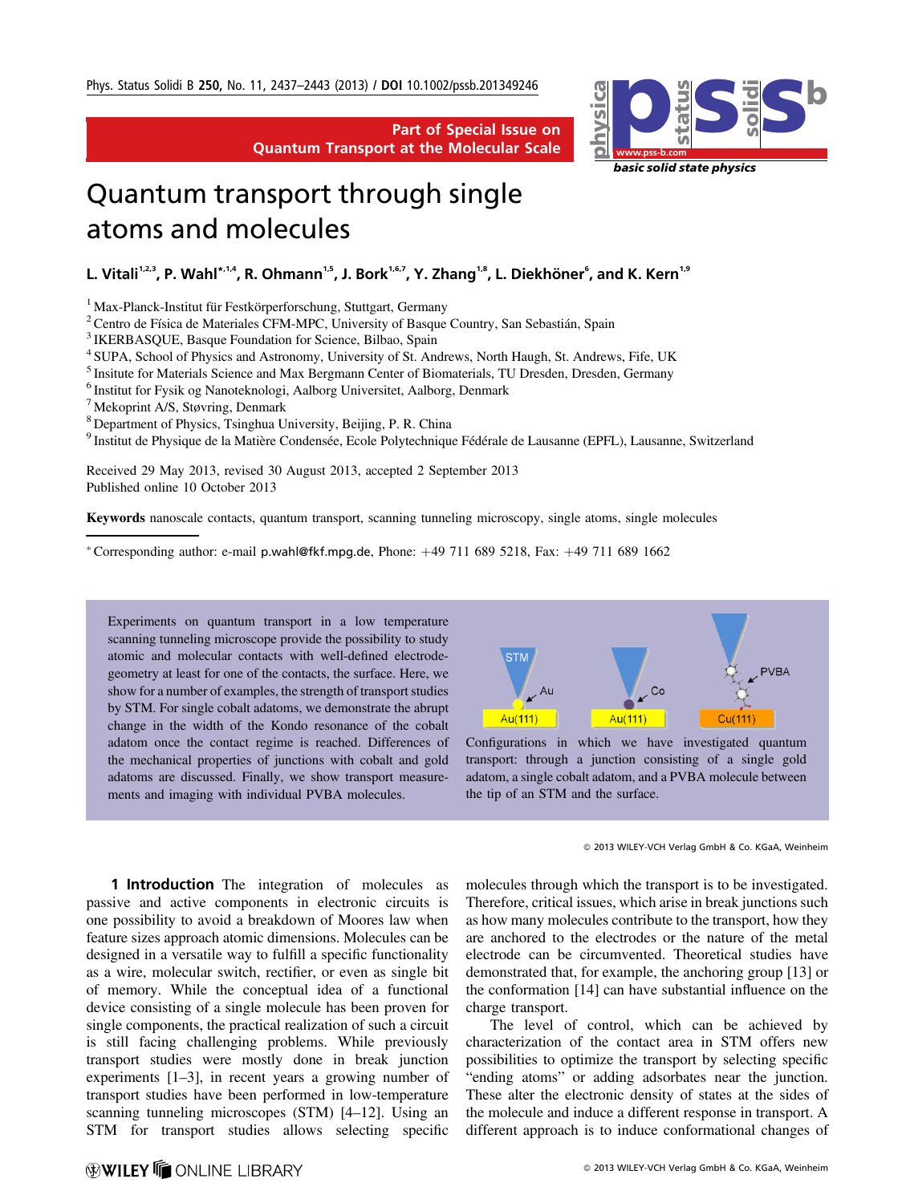Part of Special Issue on Quantum Transport at the Molecular Scale

# Quantum transport through single atoms and molecules

**L. Vitali[1,2,3], P. Wahl[*,1,4], R. Ohmann[1,5], J. Bork[1,6,7], Y. Zhang[1,8], L. Diekhöner[6], and K. Kern[1,9]**

[1] Max-Planck-Institut für Festkörperforschung, Stuttgart, Germany
[2] Centro de Física de Materiales CFM-MPC, University of Basque Country, San Sebastián, Spain
[3] IKERBASQUE, Basque Foundation for Science, Bilbao, Spain
[4] SUPA, School of Physics and Astronomy, University of St. Andrews, North Haugh, St. Andrews, Fife, UK
[5] Insitute for Materials Science and Max Bergmann Center of Biomaterials, TU Dresden, Dresden, Germany
[6] Institut for Fysik og Nanoteknologi, Aalborg Universitet, Aalborg, Denmark
[7] Mekoprint A/S, Støvring, Denmark
[8] Department of Physics, Tsinghua University, Beijing, P. R. China
[9] Institut de Physique de la Matière Condensée, Ecole Polytechnique Fédérale de Lausanne (EPFL), Lausanne, Switzerland

Received 29 May 2013, revised 30 August 2013, accepted 2 September 2013
Published online 10 October 2013

**Keywords** nanoscale contacts, quantum transport, scanning tunneling microscopy, single atoms, single molecules

[*] Corresponding author: e-mail p.wahl@fkf.mpg.de, Phone: +49 711 689 5218, Fax: +49 711 689 1662

Experiments on quantum transport in a low temperature scanning tunneling microscope provide the possibility to study atomic and molecular contacts with well-defined electrode-geometry at least for one of the contacts, the surface. Here, we show for a number of examples, the strength of transport studies by STM. For single cobalt adatoms, we demonstrate the abrupt change in the width of the Kondo resonance of the cobalt adatom once the contact regime is reached. Differences of the mechanical properties of junctions with cobalt and gold adatoms are discussed. Finally, we show transport measurements and imaging with individual PVBA molecules.

Configurations in which we have investigated quantum transport: through a junction consisting of a single gold adatom, a single cobalt adatom, and a PVBA molecule between the tip of an STM and the surface.

© 2013 WILEY-VCH Verlag GmbH & Co. KGaA, Weinheim

## 1 Introduction

The integration of molecules as passive and active components in electronic circuits is one possibility to avoid a breakdown of Moores law when feature sizes approach atomic dimensions. Molecules can be designed in a versatile way to fulfill a specific functionality as a wire, molecular switch, rectifier, or even as single bit of memory. While the conceptual idea of a functional device consisting of a single molecule has been proven for single components, the practical realization of such a circuit is still facing challenging problems. While previously transport studies were mostly done in break junction experiments [1–3], in recent years a growing number of transport studies have been performed in low-temperature scanning tunneling microscopes (STM) [4–12]. Using an STM for transport studies allows selecting specific molecules through which the transport is to be investigated. Therefore, critical issues, which arise in break junctions such as how many molecules contribute to the transport, how they are anchored to the electrodes or the nature of the metal electrode can be circumvented. Theoretical studies have demonstrated that, for example, the anchoring group [13] or the conformation [14] can have substantial influence on the charge transport.

The level of control, which can be achieved by characterization of the contact area in STM offers new possibilities to optimize the transport by selecting specific "ending atoms" or adding adsorbates near the junction. These alter the electronic density of states at the sides of the molecule and induce a different response in transport. A different approach is to induce conformational changes of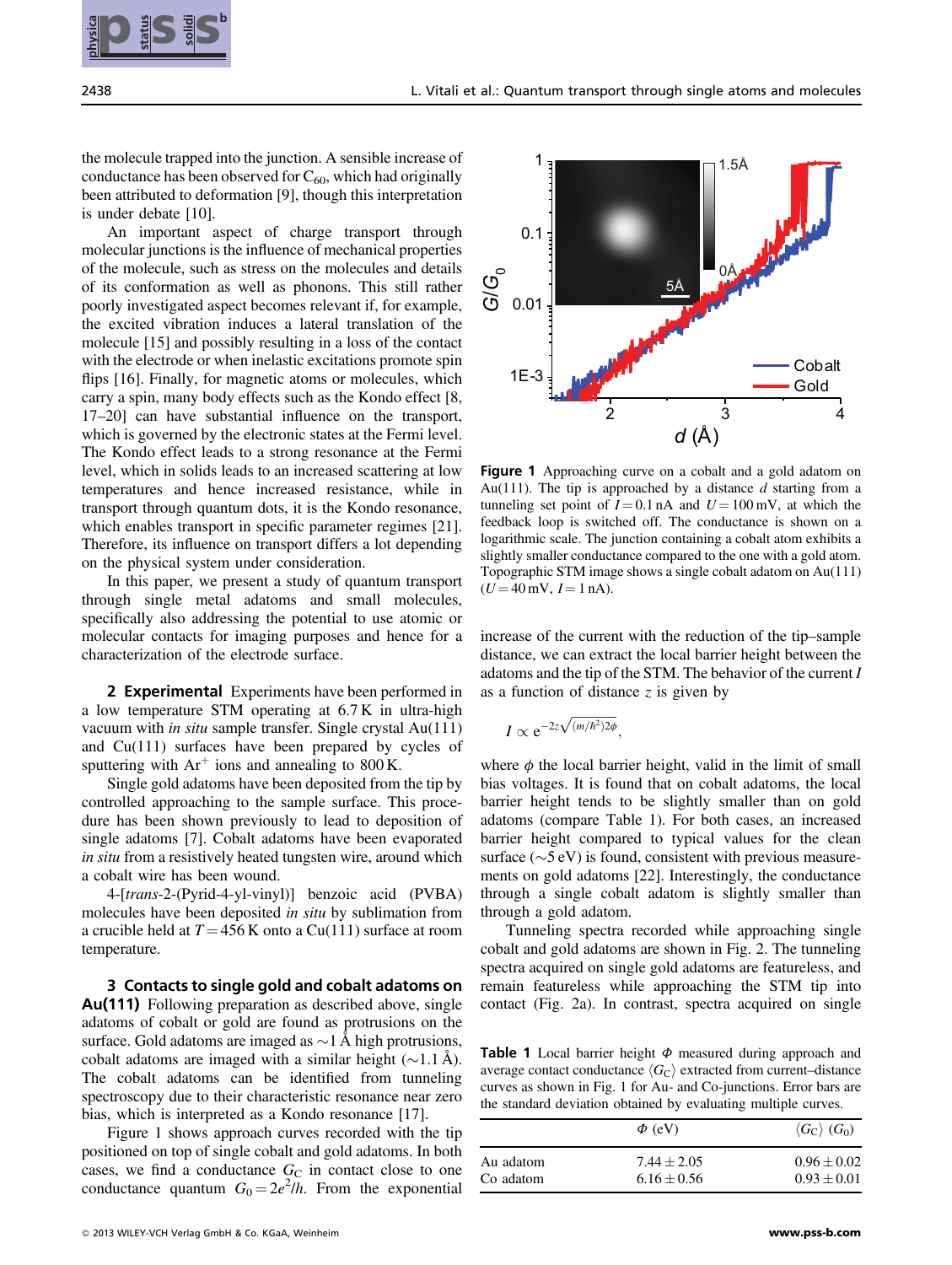the molecule trapped into the junction. A sensible increase of conductance has been observed for $C_{60}$, which had originally been attributed to deformation [9], though this interpretation is under debate [10].

An important aspect of charge transport through molecular junctions is the influence of mechanical properties of the molecule, such as stress on the molecules and details of its conformation as well as phonons. This still rather poorly investigated aspect becomes relevant if, for example, the excited vibration induces a lateral translation of the molecule [15] and possibly resulting in a loss of the contact with the electrode or when inelastic excitations promote spin flips [16]. Finally, for magnetic atoms or molecules, which carry a spin, many body effects such as the Kondo effect [8, 17–20] can have substantial influence on the transport, which is governed by the electronic states at the Fermi level. The Kondo effect leads to a strong resonance at the Fermi level, which in solids leads to an increased scattering at low temperatures and hence increased resistance, while in transport through quantum dots, it is the Kondo resonance, which enables transport in specific parameter regimes [21]. Therefore, its influence on transport differs a lot depending on the physical system under consideration.

In this paper, we present a study of quantum transport through single metal adatoms and small molecules, specifically also addressing the potential to use atomic or molecular contacts for imaging purposes and hence for a characterization of the electrode surface.

## 2 Experimental

Experiments have been performed in a low temperature STM operating at 6.7 K in ultra-high vacuum with *in situ* sample transfer. Single crystal Au(111) and Cu(111) surfaces have been prepared by cycles of sputtering with $Ar^+$ ions and annealing to 800 K.

Single gold adatoms have been deposited from the tip by controlled approaching to the sample surface. This procedure has been shown previously to lead to deposition of single adatoms [7]. Cobalt adatoms have been evaporated *in situ* from a resistively heated tungsten wire, around which a cobalt wire has been wound.

4-[*trans*-2-(Pyrid-4-yl-vinyl)] benzoic acid (PVBA) molecules have been deposited *in situ* by sublimation from a crucible held at $T = 456$ K onto a Cu(111) surface at room temperature.

## 3 Contacts to single gold and cobalt adatoms on Au(111)

Following preparation as described above, single adatoms of cobalt or gold are found as protrusions on the surface. Gold adatoms are imaged as ~1 Å high protrusions, cobalt adatoms are imaged with a similar height (~1.1 Å). The cobalt adatoms can be identified from tunneling spectroscopy due to their characteristic resonance near zero bias, which is interpreted as a Kondo resonance [17].

Figure 1 shows approach curves recorded with the tip positioned on top of single cobalt and gold adatoms. In both cases, we find a conductance $G_C$ in contact close to one conductance quantum $G_0 = 2e^2/h$. From the exponential increase of the current with the reduction of the tip–sample distance, we can extract the local barrier height between the adatoms and the tip of the STM. The behavior of the current $I$ as a function of distance $z$ is given by

$$I \propto e^{-2z\sqrt{(m/\hbar^2)2\phi}},$$

where $\phi$ the local barrier height, valid in the limit of small bias voltages. It is found that on cobalt adatoms, the local barrier height tends to be slightly smaller than on gold adatoms (compare Table 1). For both cases, an increased barrier height compared to typical values for the clean surface (~5 eV) is found, consistent with previous measurements on gold adatoms [22]. Interestingly, the conductance through a single cobalt adatom is slightly smaller than through a gold adatom.

Figure 1 Approaching curve on a cobalt and a gold adatom on Au(111). The tip is approached by a distance $d$ starting from a tunneling set point of $I = 0.1$ nA and $U = 100$ mV, at which the feedback loop is switched off. The conductance is shown on a logarithmic scale. The junction containing a cobalt atom exhibits a slightly smaller conductance compared to the one with a gold atom. Topographic STM image shows a single cobalt adatom on Au(111) ($U = 40$ mV, $I = 1$ nA).

Tunneling spectra recorded while approaching single cobalt and gold adatoms are shown in Fig. 2. The tunneling spectra acquired on single gold adatoms are featureless, and remain featureless while approaching the STM tip into contact (Fig. 2a). In contrast, spectra acquired on single

**Table 1** Local barrier height $\Phi$ measured during approach and average contact conductance $\langle G_C \rangle$ extracted from current–distance curves as shown in Fig. 1 for Au- and Co-junctions. Error bars are the standard deviation obtained by evaluating multiple curves.

| | $\Phi$ (eV) | $\langle G_C \rangle$ ($G_0$) |
|---|---|---|
| Au adatom | $7.44 \pm 2.05$ | $0.96 \pm 0.02$ |
| Co adatom | $6.16 \pm 0.56$ | $0.93 \pm 0.01$ |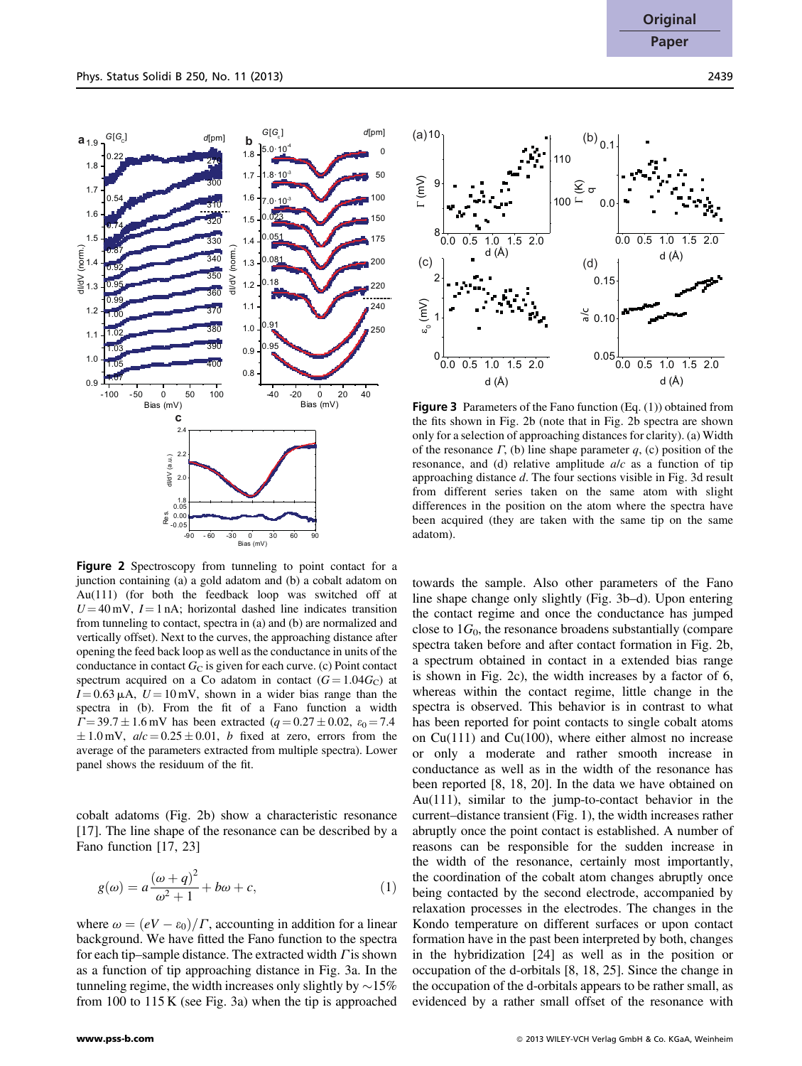**Figure 2** Spectroscopy from tunneling to point contact for a junction containing (a) a gold adatom and (b) a cobalt adatom on Au(111) (for both the feedback loop was switched off at $U = 40\,\text{mV}$, $I = 1\,\text{nA}$; horizontal dashed line indicates transition from tunneling to contact, spectra in (a) and (b) are normalized and vertically offset). Next to the curves, the approaching distance after opening the feed back loop as well as the conductance in units of the conductance in contact $G_C$ is given for each curve. (c) Point contact spectrum acquired on a Co adatom in contact ($G = 1.04G_C$) at $I = 0.63\,\mu\text{A}$, $U = 10\,\text{mV}$, shown in a wider bias range than the spectra in (b). From the fit of a Fano function a width $\Gamma = 39.7 \pm 1.6\,\text{mV}$ has been extracted ($q = 0.27 \pm 0.02$, $\varepsilon_0 = 7.4 \pm 1.0\,\text{mV}$, $a/c = 0.25 \pm 0.01$, $b$ fixed at zero, errors from the average of the parameters extracted from multiple spectra). Lower panel shows the residuum of the fit.

**Figure 3** Parameters of the Fano function (Eq. (1)) obtained from the fits shown in Fig. 2b (note that in Fig. 2b spectra are shown only for a selection of approaching distances for clarity). (a) Width of the resonance $\Gamma$, (b) line shape parameter $q$, (c) position of the resonance, and (d) relative amplitude $a/c$ as a function of tip approaching distance $d$. The four sections visible in Fig. 3d result from different series taken on the same atom with slight differences in the position on the atom where the spectra have been acquired (they are taken with the same tip on the same adatom).

cobalt adatoms (Fig. 2b) show a characteristic resonance [17]. The line shape of the resonance can be described by a Fano function [17, 23]

$$g(\omega) = a\frac{(\omega + q)^2}{\omega^2 + 1} + b\omega + c, \tag{1}$$

where $\omega = (eV - \varepsilon_0)/\Gamma$, accounting in addition for a linear background. We have fitted the Fano function to the spectra for each tip–sample distance. The extracted width $\Gamma$ is shown as a function of tip approaching distance in Fig. 3a. In the tunneling regime, the width increases only slightly by $\sim$15% from 100 to 115 K (see Fig. 3a) when the tip is approached towards the sample. Also other parameters of the Fano line shape change only slightly (Fig. 3b–d). Upon entering the contact regime and once the conductance has jumped close to $1G_0$, the resonance broadens substantially (compare spectra taken before and after contact formation in Fig. 2b, a spectrum obtained in contact in a extended bias range is shown in Fig. 2c), the width increases by a factor of 6, whereas within the contact regime, little change in the spectra is observed. This behavior is in contrast to what has been reported for point contacts to single cobalt atoms on Cu(111) and Cu(100), where either almost no increase or only a moderate and rather smooth increase in conductance as well as in the width of the resonance has been reported [8, 18, 20]. In the data we have obtained on Au(111), similar to the jump-to-contact behavior in the current–distance transient (Fig. 1), the width increases rather abruptly once the point contact is established. A number of reasons can be responsible for the sudden increase in the width of the resonance, certainly most importantly, the coordination of the cobalt atom changes abruptly once being contacted by the second electrode, accompanied by relaxation processes in the electrodes. The changes in the Kondo temperature on different surfaces or upon contact formation have in the past been interpreted by both, changes in the hybridization [24] as well as in the position or occupation of the d-orbitals [8, 18, 25]. Since the change in the occupation of the d-orbitals appears to be rather small, as evidenced by a rather small offset of the resonance with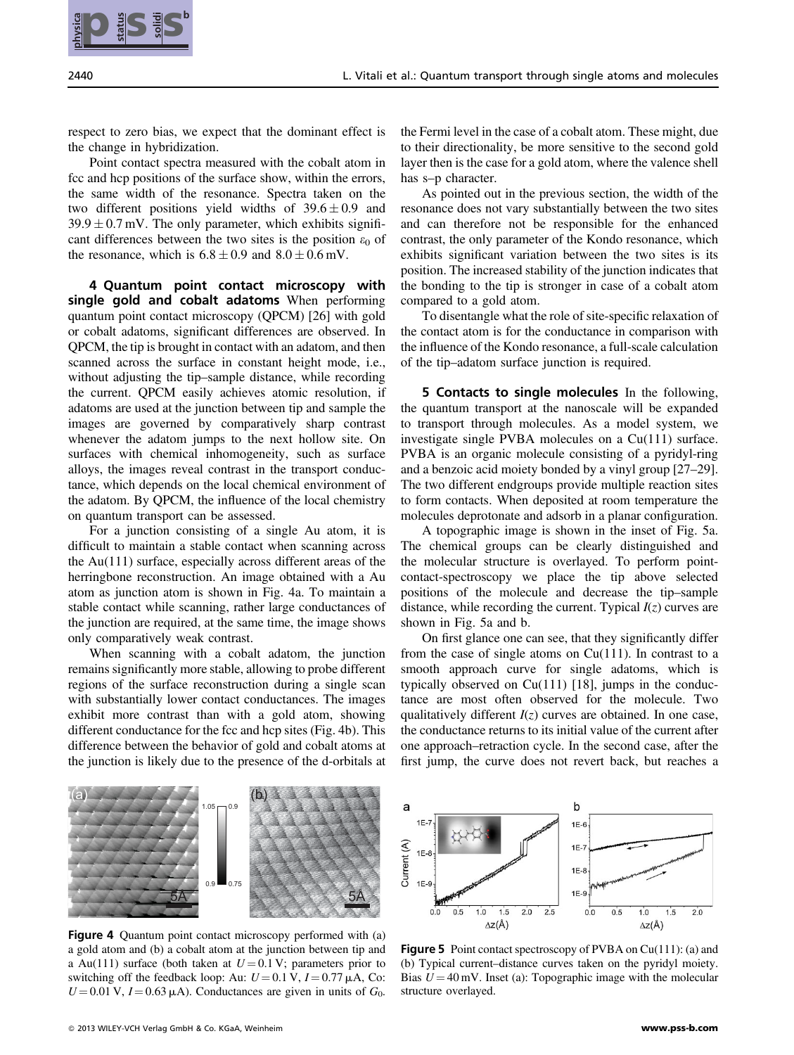respect to zero bias, we expect that the dominant effect is the change in hybridization.

Point contact spectra measured with the cobalt atom in fcc and hcp positions of the surface show, within the errors, the same width of the resonance. Spectra taken on the two different positions yield widths of $39.6 \pm 0.9$ and $39.9 \pm 0.7$ mV. The only parameter, which exhibits significant differences between the two sites is the position $\varepsilon_0$ of the resonance, which is $6.8 \pm 0.9$ and $8.0 \pm 0.6$ mV.

## 4 Quantum point contact microscopy with single gold and cobalt adatoms

When performing quantum point contact microscopy (QPCM) [26] with gold or cobalt adatoms, significant differences are observed. In QPCM, the tip is brought in contact with an adatom, and then scanned across the surface in constant height mode, i.e., without adjusting the tip–sample distance, while recording the current. QPCM easily achieves atomic resolution, if adatoms are used at the junction between tip and sample the images are governed by comparatively sharp contrast whenever the adatom jumps to the next hollow site. On surfaces with chemical inhomogeneity, such as surface alloys, the images reveal contrast in the transport conductance, which depends on the local chemical environment of the adatom. By QPCM, the influence of the local chemistry on quantum transport can be assessed.

For a junction consisting of a single Au atom, it is difficult to maintain a stable contact when scanning across the Au(111) surface, especially across different areas of the herringbone reconstruction. An image obtained with a Au atom as junction atom is shown in Fig. 4a. To maintain a stable contact while scanning, rather large conductances of the junction are required, at the same time, the image shows only comparatively weak contrast.

When scanning with a cobalt adatom, the junction remains significantly more stable, allowing to probe different regions of the surface reconstruction during a single scan with substantially lower contact conductances. The images exhibit more contrast than with a gold atom, showing different conductance for the fcc and hcp sites (Fig. 4b). This difference between the behavior of gold and cobalt atoms at the junction is likely due to the presence of the d-orbitals at the Fermi level in the case of a cobalt atom. These might, due to their directionality, be more sensitive to the second gold layer then is the case for a gold atom, where the valence shell has s–p character.

As pointed out in the previous section, the width of the resonance does not vary substantially between the two sites and can therefore not be responsible for the enhanced contrast, the only parameter of the Kondo resonance, which exhibits significant variation between the two sites is its position. The increased stability of the junction indicates that the bonding to the tip is stronger in case of a cobalt atom compared to a gold atom.

To disentangle what the role of site-specific relaxation of the contact atom is for the conductance in comparison with the influence of the Kondo resonance, a full-scale calculation of the tip–adatom surface junction is required.

## 5 Contacts to single molecules

In the following, the quantum transport at the nanoscale will be expanded to transport through molecules. As a model system, we investigate single PVBA molecules on a Cu(111) surface. PVBA is an organic molecule consisting of a pyridyl-ring and a benzoic acid moiety bonded by a vinyl group [27–29]. The two different endgroups provide multiple reaction sites to form contacts. When deposited at room temperature the molecules deprotonate and adsorb in a planar configuration.

A topographic image is shown in the inset of Fig. 5a. The chemical groups can be clearly distinguished and the molecular structure is overlayed. To perform point-contact-spectroscopy we place the tip above selected positions of the molecule and decrease the tip–sample distance, while recording the current. Typical $I(z)$ curves are shown in Fig. 5a and b.

On first glance one can see, that they significantly differ from the case of single atoms on Cu(111). In contrast to a smooth approach curve for single adatoms, which is typically observed on Cu(111) [18], jumps in the conductance are most often observed for the molecule. Two qualitatively different $I(z)$ curves are obtained. In one case, the conductance returns to its initial value of the current after one approach–retraction cycle. In the second case, after the first jump, the curve does not revert back, but reaches a

(a) (b)
1.05 0.9
0.9 0.75
5A 5A

**Figure 4** Quantum point contact microscopy performed with (a) a gold atom and (b) a cobalt atom at the junction between tip and a Au(111) surface (both taken at $U = 0.1$ V; parameters prior to switching off the feedback loop: Au: $U = 0.1$ V, $I = 0.77$ μA, Co: $U = 0.01$ V, $I = 0.63$ μA). Conductances are given in units of $G_0$.

a
b
Current (A)
1E-7
1E-8
1E-9
0.0 0.5 1.0 1.5 2.0 2.5
Δz(Å)
1E-6
1E-7
1E-8
1E-9
0.0 0.5 1.0 1.5 2.0
Δz(Å)

**Figure 5** Point contact spectroscopy of PVBA on Cu(111): (a) and (b) Typical current–distance curves taken on the pyridyl moiety. Bias $U = 40$ mV. Inset (a): Topographic image with the molecular structure overlayed.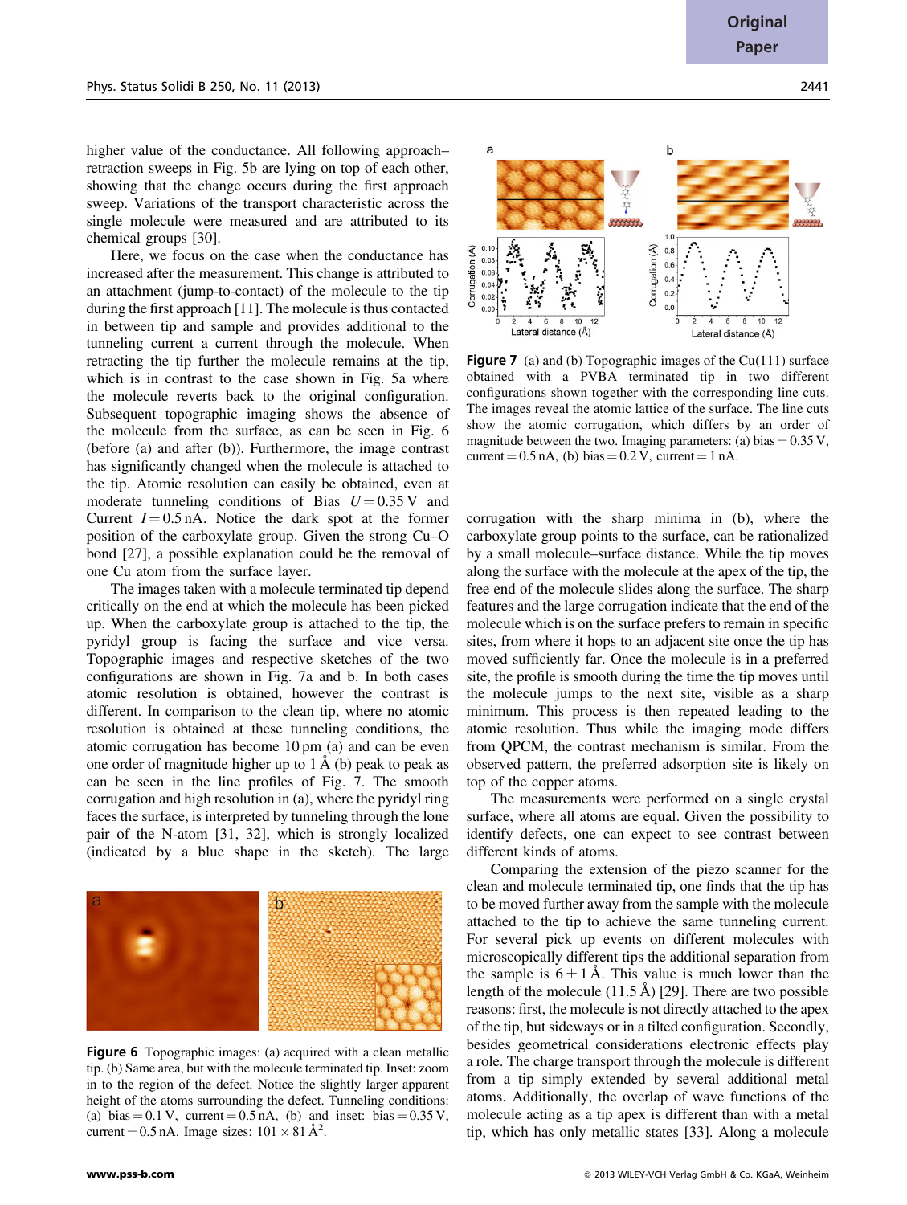higher value of the conductance. All following approach–retraction sweeps in Fig. 5b are lying on top of each other, showing that the change occurs during the first approach sweep. Variations of the transport characteristic across the single molecule were measured and are attributed to its chemical groups [30].

Here, we focus on the case when the conductance has increased after the measurement. This change is attributed to an attachment (jump-to-contact) of the molecule to the tip during the first approach [11]. The molecule is thus contacted in between tip and sample and provides additional to the tunneling current a current through the molecule. When retracting the tip further the molecule remains at the tip, which is in contrast to the case shown in Fig. 5a where the molecule reverts back to the original configuration. Subsequent topographic imaging shows the absence of the molecule from the surface, as can be seen in Fig. 6 (before (a) and after (b)). Furthermore, the image contrast has significantly changed when the molecule is attached to the tip. Atomic resolution can easily be obtained, even at moderate tunneling conditions of Bias $U = 0.35$ V and Current $I = 0.5$ nA. Notice the dark spot at the former position of the carboxylate group. Given the strong Cu–O bond [27], a possible explanation could be the removal of one Cu atom from the surface layer.

The images taken with a molecule terminated tip depend critically on the end at which the molecule has been picked up. When the carboxylate group is attached to the tip, the pyridyl group is facing the surface and vice versa. Topographic images and respective sketches of the two configurations are shown in Fig. 7a and b. In both cases atomic resolution is obtained, however the contrast is different. In comparison to the clean tip, where no atomic resolution is obtained at these tunneling conditions, the atomic corrugation has become 10 pm (a) and can be even one order of magnitude higher up to 1 Å (b) peak to peak as can be seen in the line profiles of Fig. 7. The smooth corrugation and high resolution in (a), where the pyridyl ring faces the surface, is interpreted by tunneling through the lone pair of the N-atom [31, 32], which is strongly localized (indicated by a blue shape in the sketch). The large corrugation with the sharp minima in (b), where the carboxylate group points to the surface, can be rationalized by a small molecule–surface distance. While the tip moves along the surface with the molecule at the apex of the tip, the free end of the molecule slides along the surface. The sharp features and the large corrugation indicate that the end of the molecule which is on the surface prefers to remain in specific sites, from where it hops to an adjacent site once the tip has moved sufficiently far. Once the molecule is in a preferred site, the profile is smooth during the time the tip moves until the molecule jumps to the next site, visible as a sharp minimum. This process is then repeated leading to the atomic resolution. Thus while the imaging mode differs from QPCM, the contrast mechanism is similar. From the observed pattern, the preferred adsorption site is likely on top of the copper atoms.

**Figure 6** Topographic images: (a) acquired with a clean metallic tip. (b) Same area, but with the molecule terminated tip. Inset: zoom in to the region of the defect. Notice the slightly larger apparent height of the atoms surrounding the defect. Tunneling conditions: (a) bias = 0.1 V, current = 0.5 nA, (b) and inset: bias = 0.35 V, current = 0.5 nA. Image sizes: $101 \times 81$ Å$^2$.

**Figure 7** (a) and (b) Topographic images of the Cu(111) surface obtained with a PVBA terminated tip in two different configurations shown together with the corresponding line cuts. The images reveal the atomic lattice of the surface. The line cuts show the atomic corrugation, which differs by an order of magnitude between the two. Imaging parameters: (a) bias = 0.35 V, current = 0.5 nA, (b) bias = 0.2 V, current = 1 nA.

The measurements were performed on a single crystal surface, where all atoms are equal. Given the possibility to identify defects, one can expect to see contrast between different kinds of atoms.

Comparing the extension of the piezo scanner for the clean and molecule terminated tip, one finds that the tip has to be moved further away from the sample with the molecule attached to the tip to achieve the same tunneling current. For several pick up events on different molecules with microscopically different tips the additional separation from the sample is $6 \pm 1$ Å. This value is much lower than the length of the molecule (11.5 Å) [29]. There are two possible reasons: first, the molecule is not directly attached to the apex of the tip, but sideways or in a tilted configuration. Secondly, besides geometrical considerations electronic effects play a role. The charge transport through the molecule is different from a tip simply extended by several additional metal atoms. Additionally, the overlap of wave functions of the molecule acting as a tip apex is different than with a metal tip, which has only metallic states [33]. Along a molecule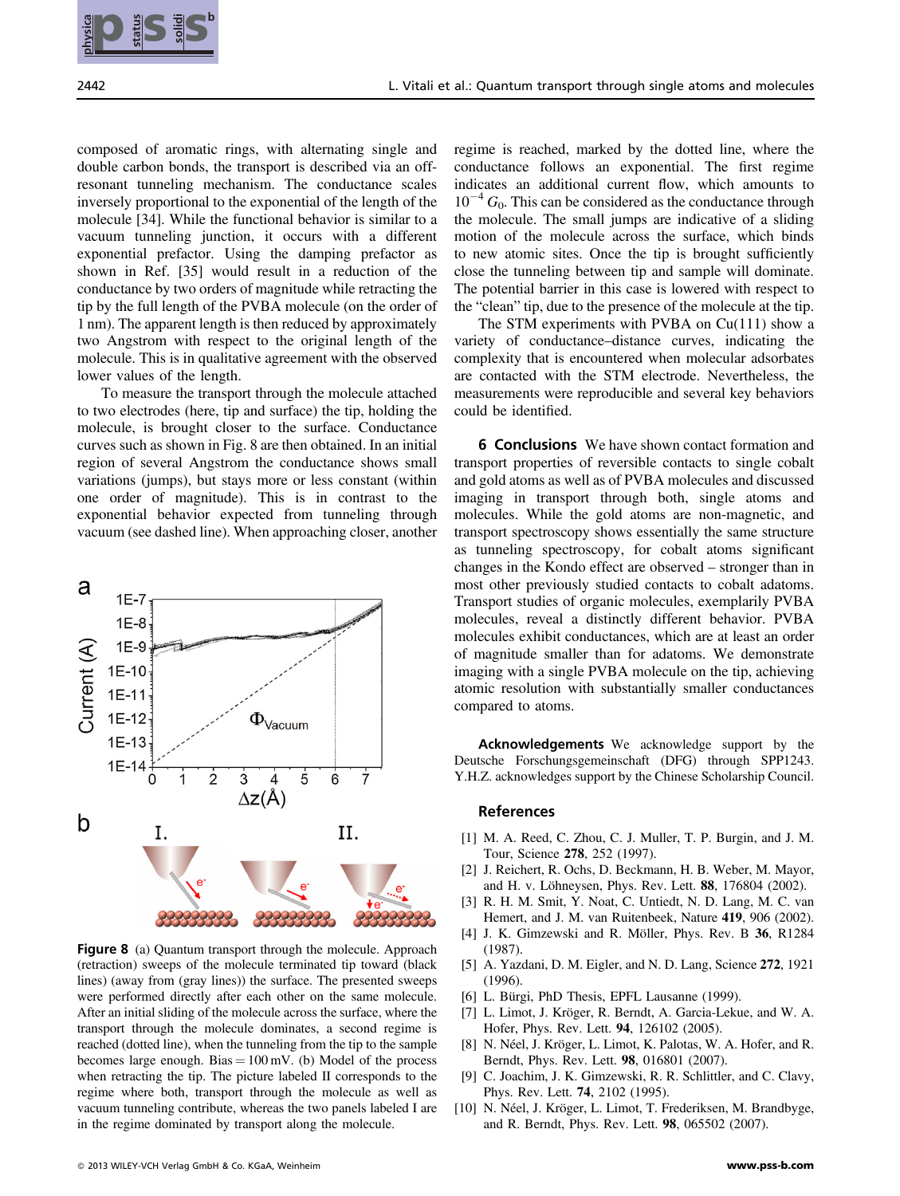composed of aromatic rings, with alternating single and double carbon bonds, the transport is described via an off-resonant tunneling mechanism. The conductance scales inversely proportional to the exponential of the length of the molecule [34]. While the functional behavior is similar to a vacuum tunneling junction, it occurs with a different exponential prefactor. Using the damping prefactor as shown in Ref. [35] would result in a reduction of the conductance by two orders of magnitude while retracting the tip by the full length of the PVBA molecule (on the order of 1 nm). The apparent length is then reduced by approximately two Angstrom with respect to the original length of the molecule. This is in qualitative agreement with the observed lower values of the length.

To measure the transport through the molecule attached to two electrodes (here, tip and surface) the tip, holding the molecule, is brought closer to the surface. Conductance curves such as shown in Fig. 8 are then obtained. In an initial region of several Angstrom the conductance shows small variations (jumps), but stays more or less constant (within one order of magnitude). This is in contrast to the exponential behavior expected from tunneling through vacuum (see dashed line). When approaching closer, another regime is reached, marked by the dotted line, where the conductance follows an exponential. The first regime indicates an additional current flow, which amounts to $10^{-4}\,G_0$. This can be considered as the conductance through the molecule. The small jumps are indicative of a sliding motion of the molecule across the surface, which binds to new atomic sites. Once the tip is brought sufficiently close the tunneling between tip and sample will dominate. The potential barrier in this case is lowered with respect to the "clean" tip, due to the presence of the molecule at the tip.

The STM experiments with PVBA on Cu(111) show a variety of conductance–distance curves, indicating the complexity that is encountered when molecular adsorbates are contacted with the STM electrode. Nevertheless, the measurements were reproducible and several key behaviors could be identified.

a

Current (A)

1E-7
1E-8
1E-9
1E-10
1E-11
1E-12
1E-13
1E-14

0 1 2 3 4 5 6 7

Δz(Å)

$\Phi_{\text{Vacuum}}$

b

I.

II.

**Figure 8** (a) Quantum transport through the molecule. Approach (retraction) sweeps of the molecule terminated tip toward (black lines) (away from (gray lines)) the surface. The presented sweeps were performed directly after each other on the same molecule. After an initial sliding of the molecule across the surface, where the transport through the molecule dominates, a second regime is reached (dotted line), when the tunneling from the tip to the sample becomes large enough. Bias = 100 mV. (b) Model of the process when retracting the tip. The picture labeled II corresponds to the regime where both, transport through the molecule as well as vacuum tunneling contribute, whereas the two panels labeled I are in the regime dominated by transport along the molecule.

## 6 Conclusions

We have shown contact formation and transport properties of reversible contacts to single cobalt and gold atoms as well as of PVBA molecules and discussed imaging in transport through both, single atoms and molecules. While the gold atoms are non-magnetic, and transport spectroscopy shows essentially the same structure as tunneling spectroscopy, for cobalt atoms significant changes in the Kondo effect are observed – stronger than in most other previously studied contacts to cobalt adatoms. Transport studies of organic molecules, exemplarily PVBA molecules, reveal a distinctly different behavior. PVBA molecules exhibit conductances, which are at least an order of magnitude smaller than for adatoms. We demonstrate imaging with a single PVBA molecule on the tip, achieving atomic resolution with substantially smaller conductances compared to atoms.

**Acknowledgements** We acknowledge support by the Deutsche Forschungsgemeinschaft (DFG) through SPP1243. Y.H.Z. acknowledges support by the Chinese Scholarship Council.

## References

[1] M. A. Reed, C. Zhou, C. J. Muller, T. P. Burgin, and J. M. Tour, Science **278**, 252 (1997).

[2] J. Reichert, R. Ochs, D. Beckmann, H. B. Weber, M. Mayor, and H. v. Löhneysen, Phys. Rev. Lett. **88**, 176804 (2002).

[3] R. H. M. Smit, Y. Noat, C. Untiedt, N. D. Lang, M. C. van Hemert, and J. M. van Ruitenbeek, Nature **419**, 906 (2002).

[4] J. K. Gimzewski and R. Möller, Phys. Rev. B **36**, R1284 (1987).

[5] A. Yazdani, D. M. Eigler, and N. D. Lang, Science **272**, 1921 (1996).

[6] L. Bürgi, PhD Thesis, EPFL Lausanne (1999).

[7] L. Limot, J. Kröger, R. Berndt, A. Garcia-Lekue, and W. A. Hofer, Phys. Rev. Lett. **94**, 126102 (2005).

[8] N. Néel, J. Kröger, L. Limot, K. Palotas, W. A. Hofer, and R. Berndt, Phys. Rev. Lett. **98**, 016801 (2007).

[9] C. Joachim, J. K. Gimzewski, R. R. Schlittler, and C. Clavy, Phys. Rev. Lett. **74**, 2102 (1995).

[10] N. Néel, J. Kröger, L. Limot, T. Frederiksen, M. Brandbyge, and R. Berndt, Phys. Rev. Lett. **98**, 065502 (2007).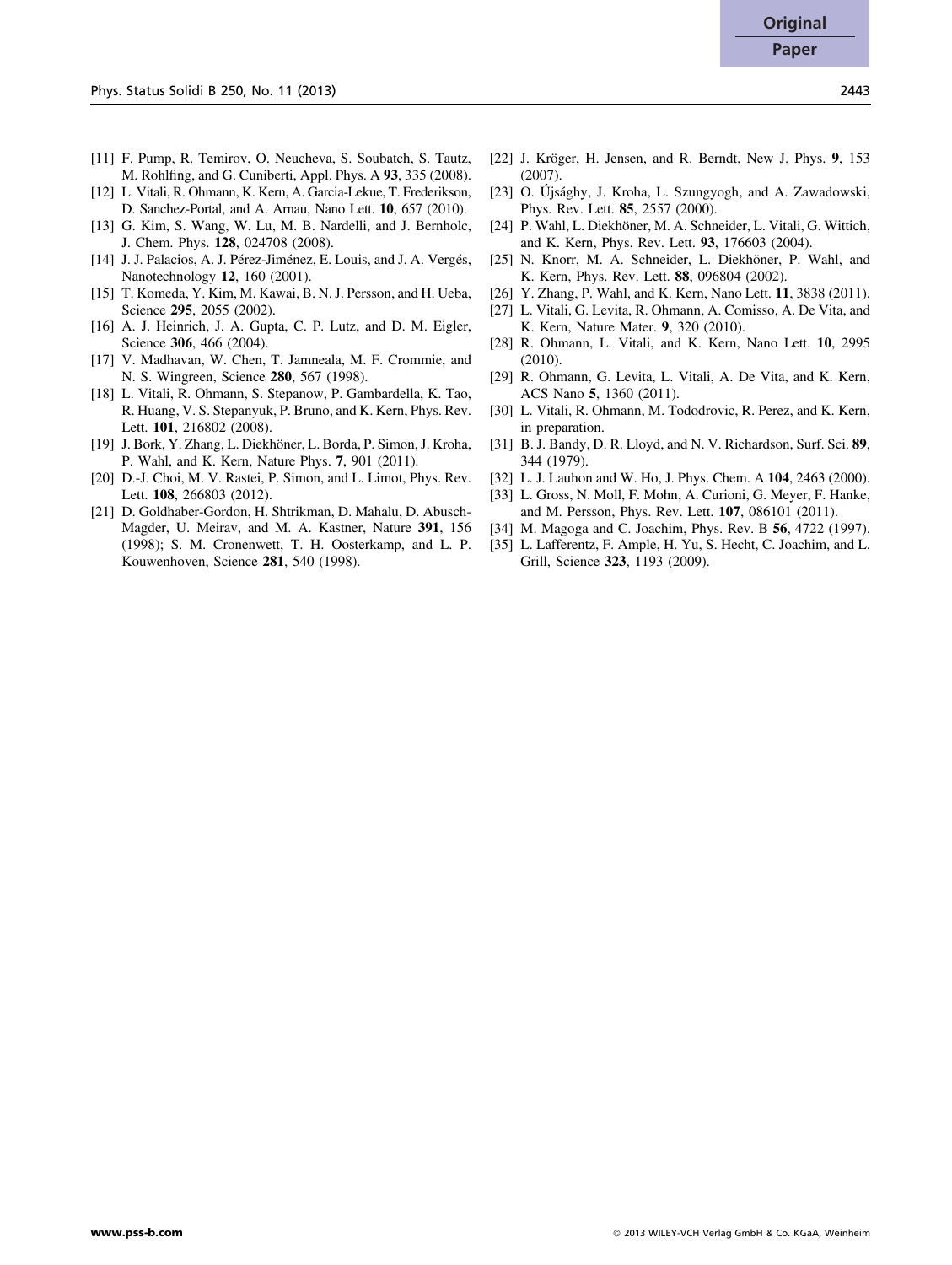[11] F. Pump, R. Temirov, O. Neucheva, S. Soubatch, S. Tautz, M. Rohlfing, and G. Cuniberti, Appl. Phys. A **93**, 335 (2008).

[12] L. Vitali, R. Ohmann, K. Kern, A. Garcia-Lekue, T. Frederikson, D. Sanchez-Portal, and A. Arnau, Nano Lett. **10**, 657 (2010).

[13] G. Kim, S. Wang, W. Lu, M. B. Nardelli, and J. Bernholc, J. Chem. Phys. **128**, 024708 (2008).

[14] J. J. Palacios, A. J. Pérez-Jiménez, E. Louis, and J. A. Vergés, Nanotechnology **12**, 160 (2001).

[15] T. Komeda, Y. Kim, M. Kawai, B. N. J. Persson, and H. Ueba, Science **295**, 2055 (2002).

[16] A. J. Heinrich, J. A. Gupta, C. P. Lutz, and D. M. Eigler, Science **306**, 466 (2004).

[17] V. Madhavan, W. Chen, T. Jamneala, M. F. Crommie, and N. S. Wingreen, Science **280**, 567 (1998).

[18] L. Vitali, R. Ohmann, S. Stepanow, P. Gambardella, K. Tao, R. Huang, V. S. Stepanyuk, P. Bruno, and K. Kern, Phys. Rev. Lett. **101**, 216802 (2008).

[19] J. Bork, Y. Zhang, L. Diekhöner, L. Borda, P. Simon, J. Kroha, P. Wahl, and K. Kern, Nature Phys. **7**, 901 (2011).

[20] D.-J. Choi, M. V. Rastei, P. Simon, and L. Limot, Phys. Rev. Lett. **108**, 266803 (2012).

[21] D. Goldhaber-Gordon, H. Shtrikman, D. Mahalu, D. Abusch-Magder, U. Meirav, and M. A. Kastner, Nature **391**, 156 (1998); S. M. Cronenwett, T. H. Oosterkamp, and L. P. Kouwenhoven, Science **281**, 540 (1998).

[22] J. Kröger, H. Jensen, and R. Berndt, New J. Phys. **9**, 153 (2007).

[23] O. Újsághy, J. Kroha, L. Szungyogh, and A. Zawadowski, Phys. Rev. Lett. **85**, 2557 (2000).

[24] P. Wahl, L. Diekhöner, M. A. Schneider, L. Vitali, G. Wittich, and K. Kern, Phys. Rev. Lett. **93**, 176603 (2004).

[25] N. Knorr, M. A. Schneider, L. Diekhöner, P. Wahl, and K. Kern, Phys. Rev. Lett. **88**, 096804 (2002).

[26] Y. Zhang, P. Wahl, and K. Kern, Nano Lett. **11**, 3838 (2011).

[27] L. Vitali, G. Levita, R. Ohmann, A. Comisso, A. De Vita, and K. Kern, Nature Mater. **9**, 320 (2010).

[28] R. Ohmann, L. Vitali, and K. Kern, Nano Lett. **10**, 2995 (2010).

[29] R. Ohmann, G. Levita, L. Vitali, A. De Vita, and K. Kern, ACS Nano **5**, 1360 (2011).

[30] L. Vitali, R. Ohmann, M. Tododrovic, R. Perez, and K. Kern, in preparation.

[31] B. J. Bandy, D. R. Lloyd, and N. V. Richardson, Surf. Sci. **89**, 344 (1979).

[32] L. J. Lauhon and W. Ho, J. Phys. Chem. A **104**, 2463 (2000).

[33] L. Gross, N. Moll, F. Mohn, A. Curioni, G. Meyer, F. Hanke, and M. Persson, Phys. Rev. Lett. **107**, 086101 (2011).

[34] M. Magoga and C. Joachim, Phys. Rev. B **56**, 4722 (1997).

[35] L. Lafferentz, F. Ample, H. Yu, S. Hecht, C. Joachim, and L. Grill, Science **323**, 1193 (2009).